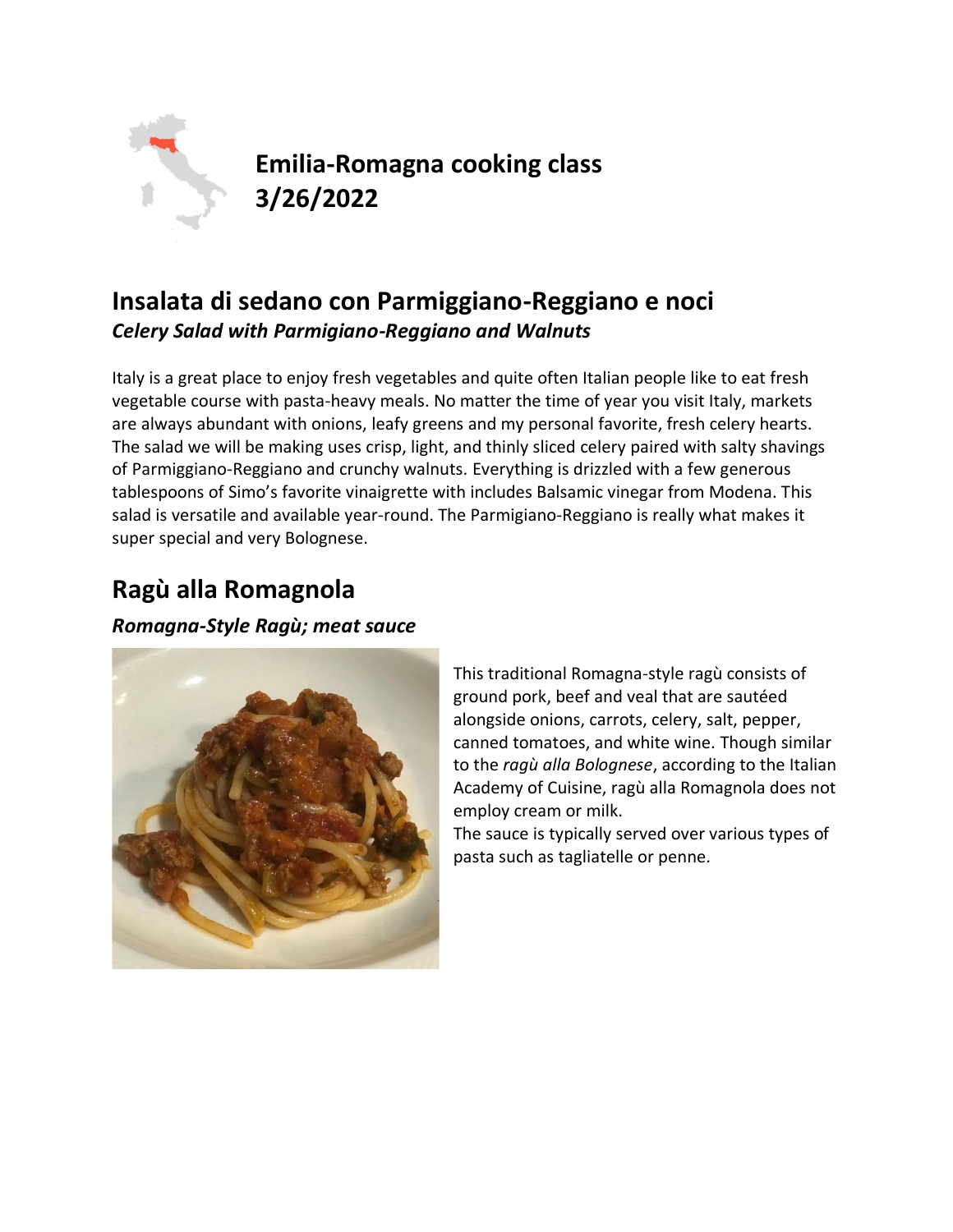# Emilia-Romagna cooking class 3/26/2022

## Insalata di sedano con Parmiggiano-Reggiano e noci

***Celery Salad with Parmigiano-Reggiano and Walnuts***

Italy is a great place to enjoy fresh vegetables and quite often Italian people like to eat fresh vegetable course with pasta-heavy meals. No matter the time of year you visit Italy, markets are always abundant with onions, leafy greens and my personal favorite, fresh celery hearts. The salad we will be making uses crisp, light, and thinly sliced celery paired with salty shavings of Parmiggiano-Reggiano and crunchy walnuts. Everything is drizzled with a few generous tablespoons of Simo's favorite vinaigrette with includes Balsamic vinegar from Modena. This salad is versatile and available year-round. The Parmigiano-Reggiano is really what makes it super special and very Bolognese.

## Ragù alla Romagnola

***Romagna-Style Ragù; meat sauce***

This traditional Romagna-style ragù consists of ground pork, beef and veal that are sautéed alongside onions, carrots, celery, salt, pepper, canned tomatoes, and white wine. Though similar to the *ragù alla Bolognese*, according to the Italian Academy of Cuisine, ragù alla Romagnola does not employ cream or milk.

The sauce is typically served over various types of pasta such as tagliatelle or penne.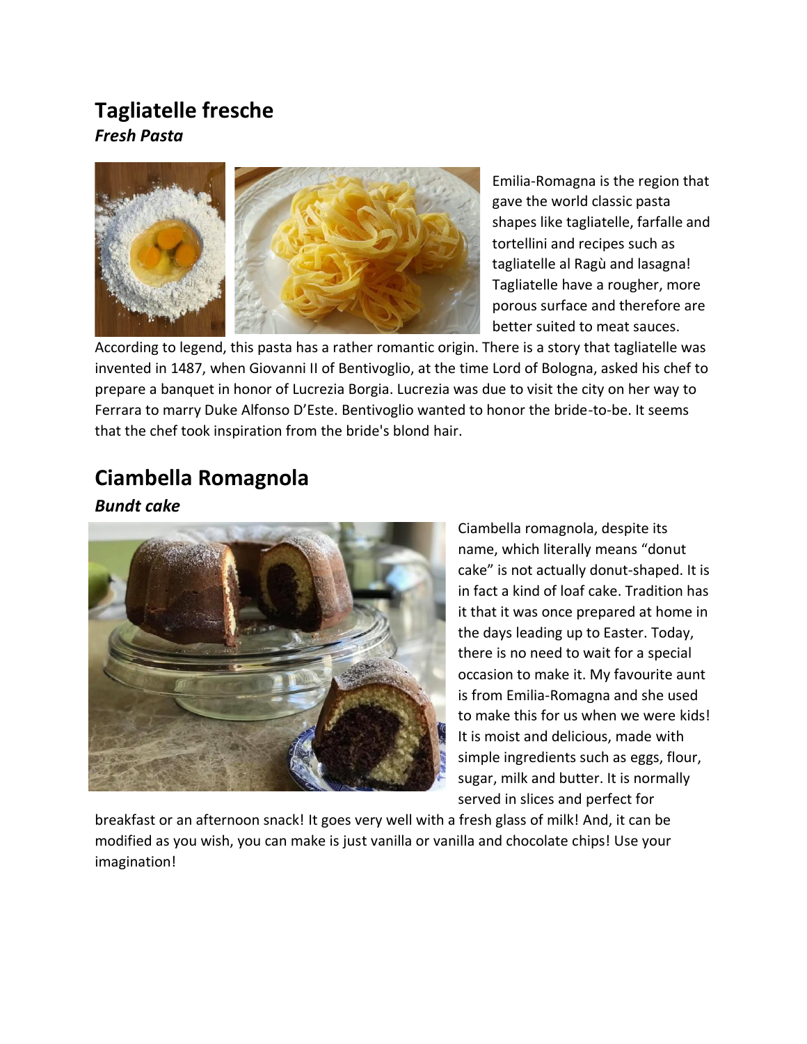## Tagliatelle fresche

***Fresh Pasta***

Emilia-Romagna is the region that gave the world classic pasta shapes like tagliatelle, farfalle and tortellini and recipes such as tagliatelle al Ragù and lasagna! Tagliatelle have a rougher, more porous surface and therefore are better suited to meat sauces. According to legend, this pasta has a rather romantic origin. There is a story that tagliatelle was invented in 1487, when Giovanni II of Bentivoglio, at the time Lord of Bologna, asked his chef to prepare a banquet in honor of Lucrezia Borgia. Lucrezia was due to visit the city on her way to Ferrara to marry Duke Alfonso D'Este. Bentivoglio wanted to honor the bride-to-be. It seems that the chef took inspiration from the bride's blond hair.

## Ciambella Romagnola

***Bundt cake***

Ciambella romagnola, despite its name, which literally means "donut cake" is not actually donut-shaped. It is in fact a kind of loaf cake. Tradition has it that it was once prepared at home in the days leading up to Easter. Today, there is no need to wait for a special occasion to make it. My favourite aunt is from Emilia-Romagna and she used to make this for us when we were kids! It is moist and delicious, made with simple ingredients such as eggs, flour, sugar, milk and butter. It is normally served in slices and perfect for breakfast or an afternoon snack! It goes very well with a fresh glass of milk! And, it can be modified as you wish, you can make is just vanilla or vanilla and chocolate chips! Use your imagination!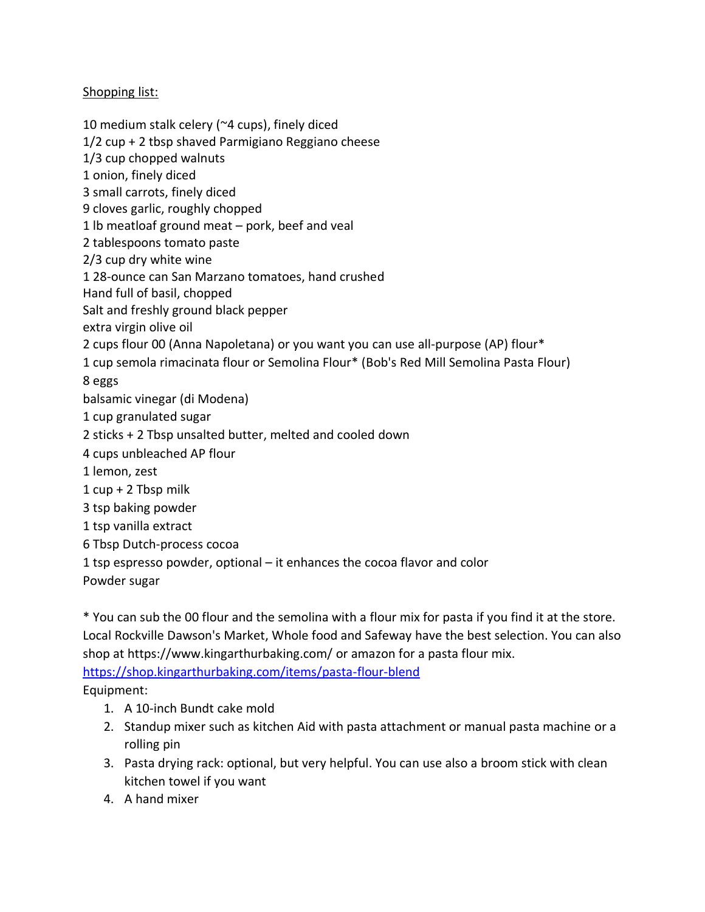Shopping list:

10 medium stalk celery (~4 cups), finely diced
1/2 cup + 2 tbsp shaved Parmigiano Reggiano cheese
1/3 cup chopped walnuts
1 onion, finely diced
3 small carrots, finely diced
9 cloves garlic, roughly chopped
1 lb meatloaf ground meat – pork, beef and veal
2 tablespoons tomato paste
2/3 cup dry white wine
1 28-ounce can San Marzano tomatoes, hand crushed
Hand full of basil, chopped
Salt and freshly ground black pepper
extra virgin olive oil
2 cups flour 00 (Anna Napoletana) or you want you can use all-purpose (AP) flour*
1 cup semola rimacinata flour or Semolina Flour* (Bob's Red Mill Semolina Pasta Flour)
8 eggs
balsamic vinegar (di Modena)
1 cup granulated sugar
2 sticks + 2 Tbsp unsalted butter, melted and cooled down
4 cups unbleached AP flour
1 lemon, zest
1 cup + 2 Tbsp milk
3 tsp baking powder
1 tsp vanilla extract
6 Tbsp Dutch-process cocoa
1 tsp espresso powder, optional – it enhances the cocoa flavor and color
Powder sugar

* You can sub the 00 flour and the semolina with a flour mix for pasta if you find it at the store. Local Rockville Dawson's Market, Whole food and Safeway have the best selection. You can also shop at https://www.kingarthurbaking.com/ or amazon for a pasta flour mix.
https://shop.kingarthurbaking.com/items/pasta-flour-blend

Equipment:

1. A 10-inch Bundt cake mold
2. Standup mixer such as kitchen Aid with pasta attachment or manual pasta machine or a rolling pin
3. Pasta drying rack: optional, but very helpful. You can use also a broom stick with clean kitchen towel if you want
4. A hand mixer